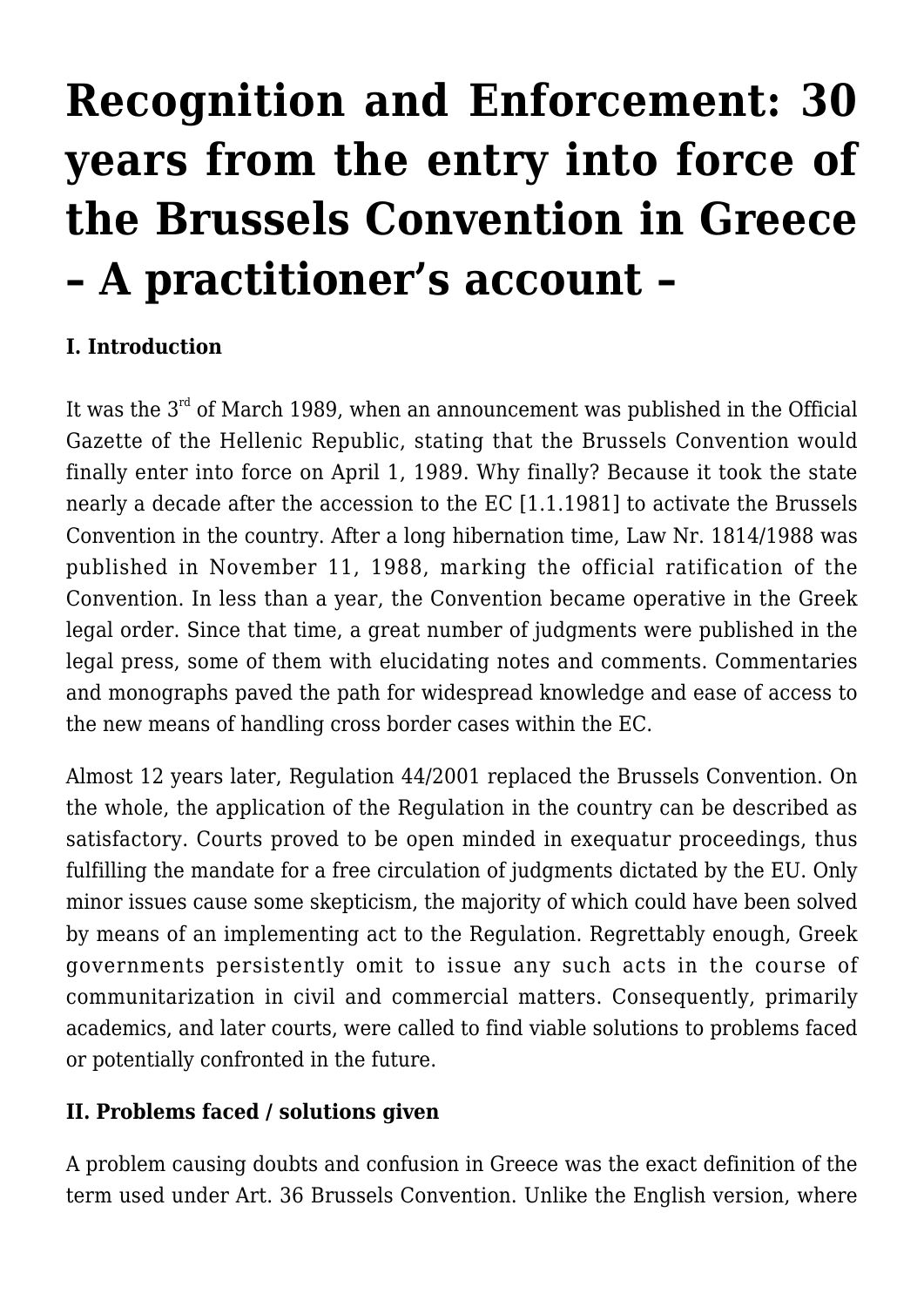# Recognition and Enforcement: 30 years from the entry into force of the Brussels Convention in Greece – A practitioner's account –

**I. Introduction**

It was the 3rd of March 1989, when an announcement was published in the Official Gazette of the Hellenic Republic, stating that the Brussels Convention would finally enter into force on April 1, 1989. Why finally? Because it took the state nearly a decade after the accession to the EC [1.1.1981] to activate the Brussels Convention in the country. After a long hibernation time, Law Nr. 1814/1988 was published in November 11, 1988, marking the official ratification of the Convention. In less than a year, the Convention became operative in the Greek legal order. Since that time, a great number of judgments were published in the legal press, some of them with elucidating notes and comments. Commentaries and monographs paved the path for widespread knowledge and ease of access to the new means of handling cross border cases within the EC.

Almost 12 years later, Regulation 44/2001 replaced the Brussels Convention. On the whole, the application of the Regulation in the country can be described as satisfactory. Courts proved to be open minded in exequatur proceedings, thus fulfilling the mandate for a free circulation of judgments dictated by the EU. Only minor issues cause some skepticism, the majority of which could have been solved by means of an implementing act to the Regulation. Regrettably enough, Greek governments persistently omit to issue any such acts in the course of communitarization in civil and commercial matters. Consequently, primarily academics, and later courts, were called to find viable solutions to problems faced or potentially confronted in the future.

**II. Problems faced / solutions given**

A problem causing doubts and confusion in Greece was the exact definition of the term used under Art. 36 Brussels Convention. Unlike the English version, where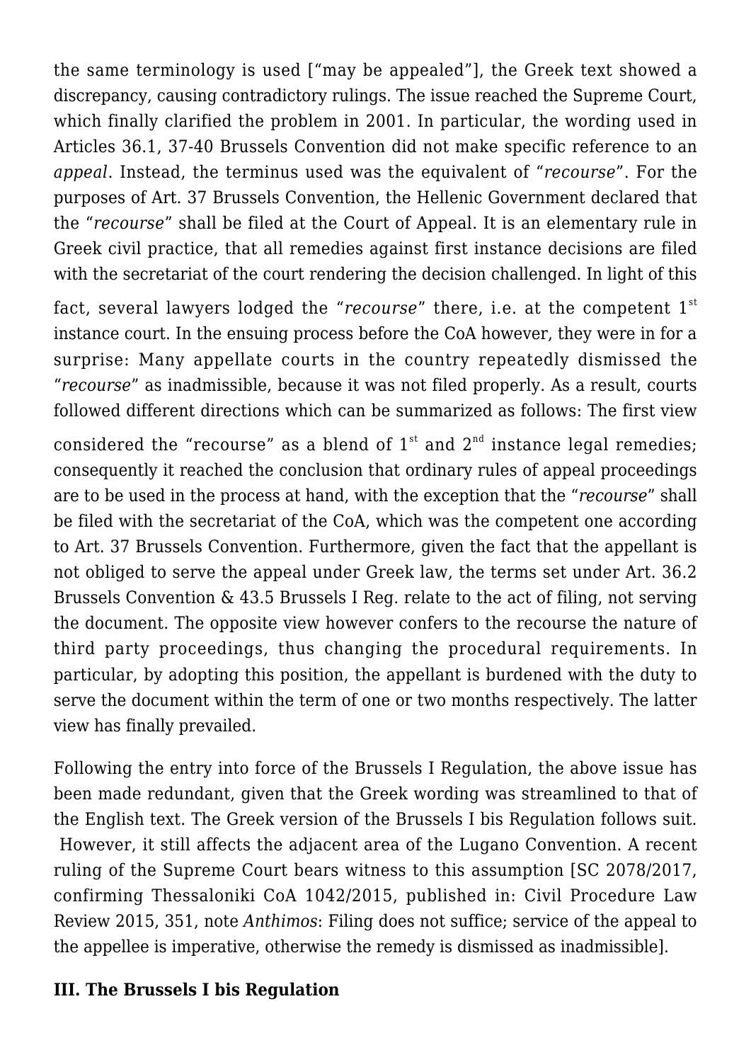the same terminology is used ["may be appealed"], the Greek text showed a discrepancy, causing contradictory rulings. The issue reached the Supreme Court, which finally clarified the problem in 2001. In particular, the wording used in Articles 36.1, 37-40 Brussels Convention did not make specific reference to an *appeal*. Instead, the terminus used was the equivalent of "*recourse*". For the purposes of Art. 37 Brussels Convention, the Hellenic Government declared that the "*recourse*" shall be filed at the Court of Appeal. It is an elementary rule in Greek civil practice, that all remedies against first instance decisions are filed with the secretariat of the court rendering the decision challenged. In light of this fact, several lawyers lodged the "*recourse*" there, i.e. at the competent 1st instance court. In the ensuing process before the CoA however, they were in for a surprise: Many appellate courts in the country repeatedly dismissed the "*recourse*" as inadmissible, because it was not filed properly. As a result, courts followed different directions which can be summarized as follows: The first view considered the "recourse" as a blend of 1st and 2nd instance legal remedies; consequently it reached the conclusion that ordinary rules of appeal proceedings are to be used in the process at hand, with the exception that the "*recourse*" shall be filed with the secretariat of the CoA, which was the competent one according to Art. 37 Brussels Convention. Furthermore, given the fact that the appellant is not obliged to serve the appeal under Greek law, the terms set under Art. 36.2 Brussels Convention & 43.5 Brussels I Reg. relate to the act of filing, not serving the document. The opposite view however confers to the recourse the nature of third party proceedings, thus changing the procedural requirements. In particular, by adopting this position, the appellant is burdened with the duty to serve the document within the term of one or two months respectively. The latter view has finally prevailed.

Following the entry into force of the Brussels I Regulation, the above issue has been made redundant, given that the Greek wording was streamlined to that of the English text. The Greek version of the Brussels I bis Regulation follows suit. However, it still affects the adjacent area of the Lugano Convention. A recent ruling of the Supreme Court bears witness to this assumption [SC 2078/2017, confirming Thessaloniki CoA 1042/2015, published in: Civil Procedure Law Review 2015, 351, note *Anthimos*: Filing does not suffice; service of the appeal to the appellee is imperative, otherwise the remedy is dismissed as inadmissible].

**III. The Brussels I bis Regulation**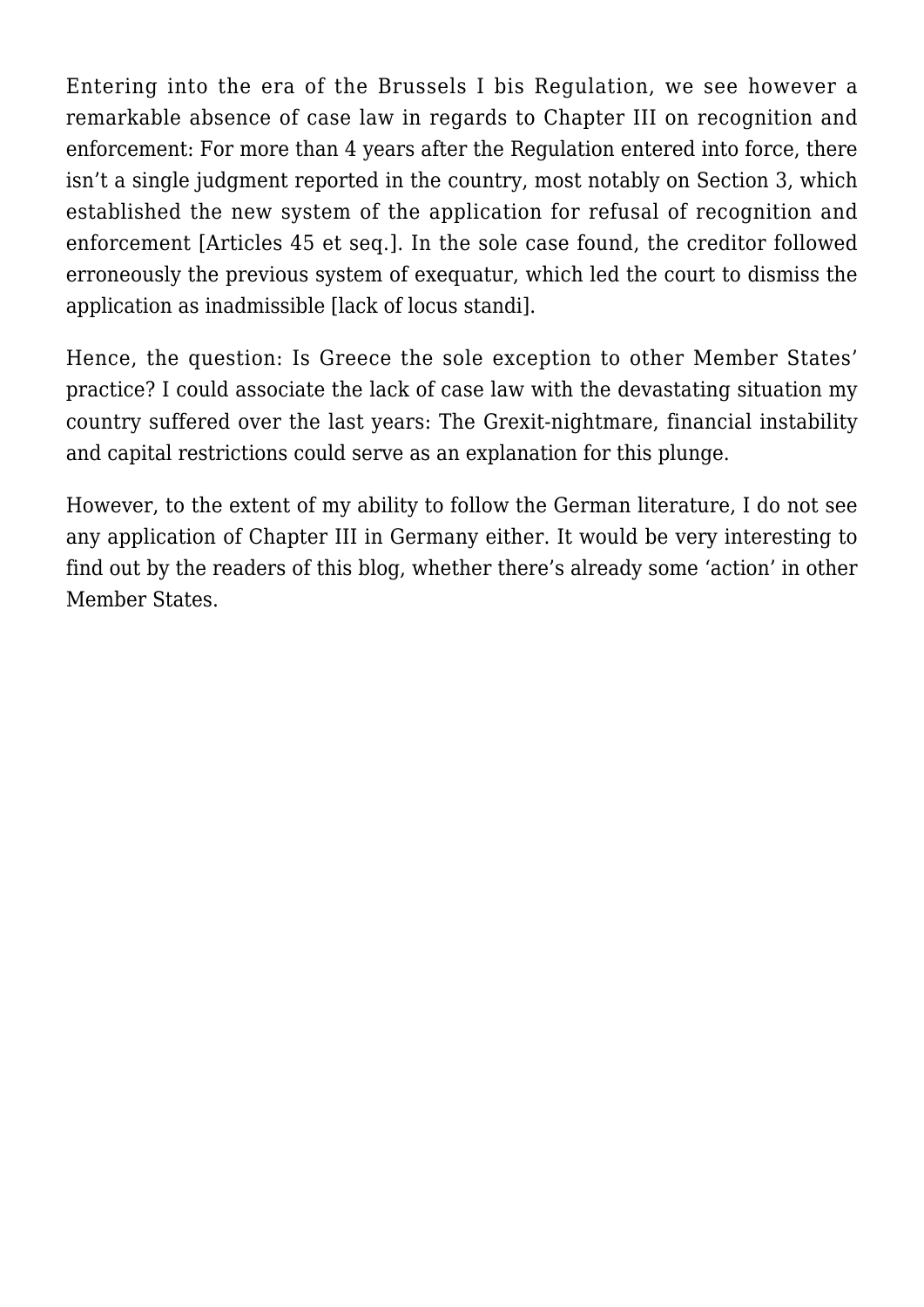Entering into the era of the Brussels I bis Regulation, we see however a remarkable absence of case law in regards to Chapter III on recognition and enforcement: For more than 4 years after the Regulation entered into force, there isn't a single judgment reported in the country, most notably on Section 3, which established the new system of the application for refusal of recognition and enforcement [Articles 45 et seq.]. In the sole case found, the creditor followed erroneously the previous system of exequatur, which led the court to dismiss the application as inadmissible [lack of locus standi].

Hence, the question: Is Greece the sole exception to other Member States' practice? I could associate the lack of case law with the devastating situation my country suffered over the last years: The Grexit-nightmare, financial instability and capital restrictions could serve as an explanation for this plunge.

However, to the extent of my ability to follow the German literature, I do not see any application of Chapter III in Germany either. It would be very interesting to find out by the readers of this blog, whether there's already some 'action' in other Member States.